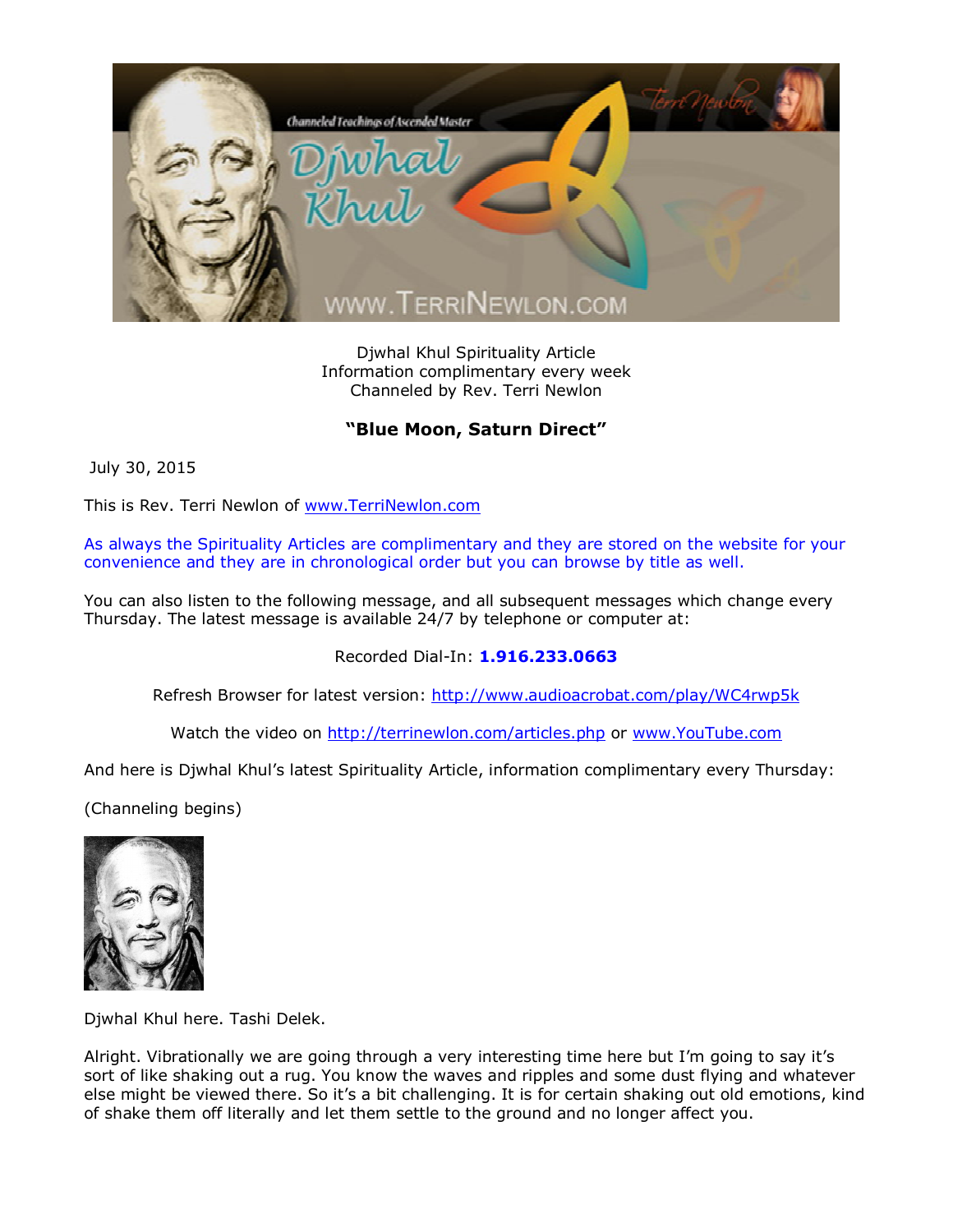Djwhal Khul Spirituality Article
Information complimentary every week
Channeled by Rev. Terri Newlon

## "Blue Moon, Saturn Direct"

July 30, 2015

This is Rev. Terri Newlon of www.TerriNewlon.com

As always the Spirituality Articles are complimentary and they are stored on the website for your convenience and they are in chronological order but you can browse by title as well.

You can also listen to the following message, and all subsequent messages which change every Thursday. The latest message is available 24/7 by telephone or computer at:

Recorded Dial-In: **1.916.233.0663**

Refresh Browser for latest version: http://www.audioacrobat.com/play/WC4rwp5k

Watch the video on http://terrinewlon.com/articles.php or www.YouTube.com

And here is Djwhal Khul's latest Spirituality Article, information complimentary every Thursday:

(Channeling begins)

Djwhal Khul here. Tashi Delek.

Alright. Vibrationally we are going through a very interesting time here but I'm going to say it's sort of like shaking out a rug. You know the waves and ripples and some dust flying and whatever else might be viewed there. So it's a bit challenging. It is for certain shaking out old emotions, kind of shake them off literally and let them settle to the ground and no longer affect you.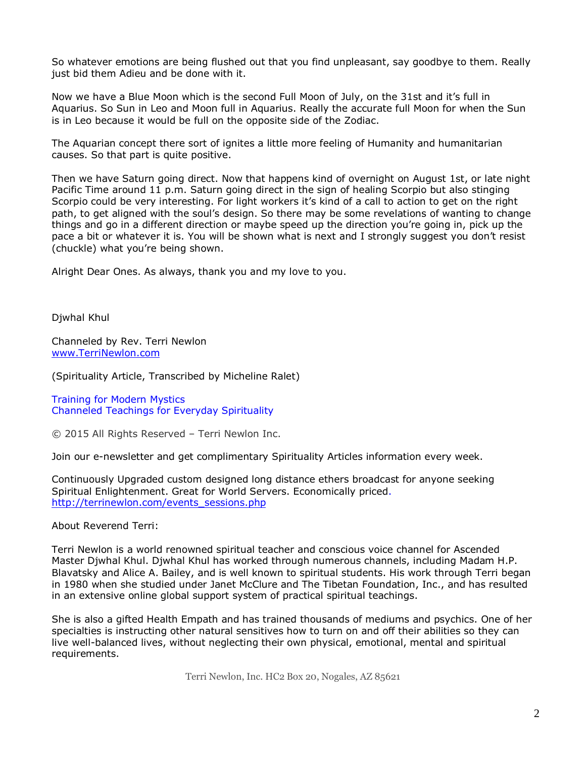So whatever emotions are being flushed out that you find unpleasant, say goodbye to them. Really just bid them Adieu and be done with it.

Now we have a Blue Moon which is the second Full Moon of July, on the 31st and it's full in Aquarius. So Sun in Leo and Moon full in Aquarius. Really the accurate full Moon for when the Sun is in Leo because it would be full on the opposite side of the Zodiac.

The Aquarian concept there sort of ignites a little more feeling of Humanity and humanitarian causes. So that part is quite positive.

Then we have Saturn going direct. Now that happens kind of overnight on August 1st, or late night Pacific Time around 11 p.m. Saturn going direct in the sign of healing Scorpio but also stinging Scorpio could be very interesting. For light workers it's kind of a call to action to get on the right path, to get aligned with the soul's design. So there may be some revelations of wanting to change things and go in a different direction or maybe speed up the direction you're going in, pick up the pace a bit or whatever it is. You will be shown what is next and I strongly suggest you don't resist (chuckle) what you're being shown.

Alright Dear Ones. As always, thank you and my love to you.

Djwhal Khul

Channeled by Rev. Terri Newlon
[www.TerriNewlon.com](http://www.TerriNewlon.com)

(Spirituality Article, Transcribed by Micheline Ralet)

Training for Modern Mystics
Channeled Teachings for Everyday Spirituality

© 2015 All Rights Reserved – Terri Newlon Inc.

Join our e-newsletter and get complimentary Spirituality Articles information every week.

Continuously Upgraded custom designed long distance ethers broadcast for anyone seeking Spiritual Enlightenment. Great for World Servers. Economically priced.
[http://terrinewlon.com/events_sessions.php](http://terrinewlon.com/events_sessions.php)

About Reverend Terri:

Terri Newlon is a world renowned spiritual teacher and conscious voice channel for Ascended Master Djwhal Khul. Djwhal Khul has worked through numerous channels, including Madam H.P. Blavatsky and Alice A. Bailey, and is well known to spiritual students. His work through Terri began in 1980 when she studied under Janet McClure and The Tibetan Foundation, Inc., and has resulted in an extensive online global support system of practical spiritual teachings.

She is also a gifted Health Empath and has trained thousands of mediums and psychics. One of her specialties is instructing other natural sensitives how to turn on and off their abilities so they can live well-balanced lives, without neglecting their own physical, emotional, mental and spiritual requirements.

Terri Newlon, Inc. HC2 Box 20, Nogales, AZ 85621